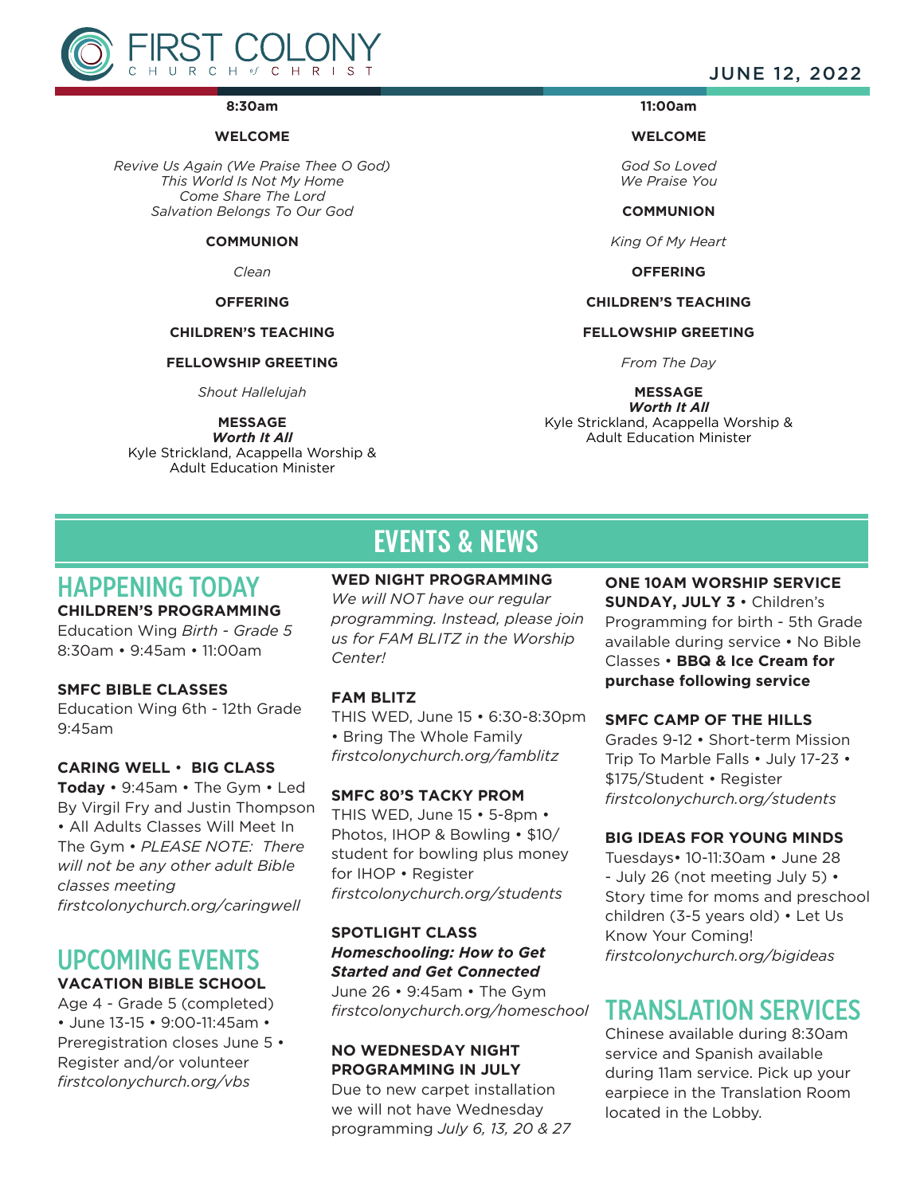# FIRST COLONY CHURCH of CHRIST

JUNE 12, 2022

**8:30am**

**WELCOME**

*Revive Us Again (We Praise Thee O God)*
*This World Is Not My Home*
*Come Share The Lord*
*Salvation Belongs To Our God*

**COMMUNION**

*Clean*

**OFFERING**

**CHILDREN'S TEACHING**

**FELLOWSHIP GREETING**

*Shout Hallelujah*

**MESSAGE**
***Worth It All***
Kyle Strickland, Acappella Worship & Adult Education Minister

**11:00am**

**WELCOME**

*God So Loved*
*We Praise You*

**COMMUNION**

*King Of My Heart*

**OFFERING**

**CHILDREN'S TEACHING**

**FELLOWSHIP GREETING**

*From The Day*

**MESSAGE**
***Worth It All***
Kyle Strickland, Acappella Worship & Adult Education Minister

# EVENTS & NEWS

## HAPPENING TODAY

**CHILDREN'S PROGRAMMING**
Education Wing *Birth - Grade 5*
8:30am • 9:45am • 11:00am

**SMFC BIBLE CLASSES**
Education Wing 6th - 12th Grade
9:45am

**CARING WELL • BIG CLASS**
**Today** • 9:45am • The Gym • Led By Virgil Fry and Justin Thompson • All Adults Classes Will Meet In The Gym • *PLEASE NOTE: There will not be any other adult Bible classes meeting*
*firstcolonychurch.org/caringwell*

## UPCOMING EVENTS

**VACATION BIBLE SCHOOL**
Age 4 - Grade 5 (completed) • June 13-15 • 9:00-11:45am • Preregistration closes June 5 • Register and/or volunteer
*firstcolonychurch.org/vbs*

**WED NIGHT PROGRAMMING**
*We will NOT have our regular programming. Instead, please join us for FAM BLITZ in the Worship Center!*

**FAM BLITZ**
THIS WED, June 15 • 6:30-8:30pm • Bring The Whole Family
*firstcolonychurch.org/famblitz*

**SMFC 80'S TACKY PROM**
THIS WED, June 15 • 5-8pm • Photos, IHOP & Bowling • $10/student for bowling plus money for IHOP • Register
*firstcolonychurch.org/students*

**SPOTLIGHT CLASS**
***Homeschooling: How to Get Started and Get Connected***
June 26 • 9:45am • The Gym
*firstcolonychurch.org/homeschool*

**NO WEDNESDAY NIGHT PROGRAMMING IN JULY**
Due to new carpet installation we will not have Wednesday programming *July 6, 13, 20 & 27*

**ONE 10AM WORSHIP SERVICE SUNDAY, JULY 3** • Children's Programming for birth - 5th Grade available during service • No Bible Classes • **BBQ & Ice Cream for purchase following service**

**SMFC CAMP OF THE HILLS**
Grades 9-12 • Short-term Mission Trip To Marble Falls • July 17-23 • $175/Student • Register
*firstcolonychurch.org/students*

**BIG IDEAS FOR YOUNG MINDS**
Tuesdays• 10-11:30am • June 28 - July 26 (not meeting July 5) • Story time for moms and preschool children (3-5 years old) • Let Us Know Your Coming!
*firstcolonychurch.org/bigideas*

## TRANSLATION SERVICES

Chinese available during 8:30am service and Spanish available during 11am service. Pick up your earpiece in the Translation Room located in the Lobby.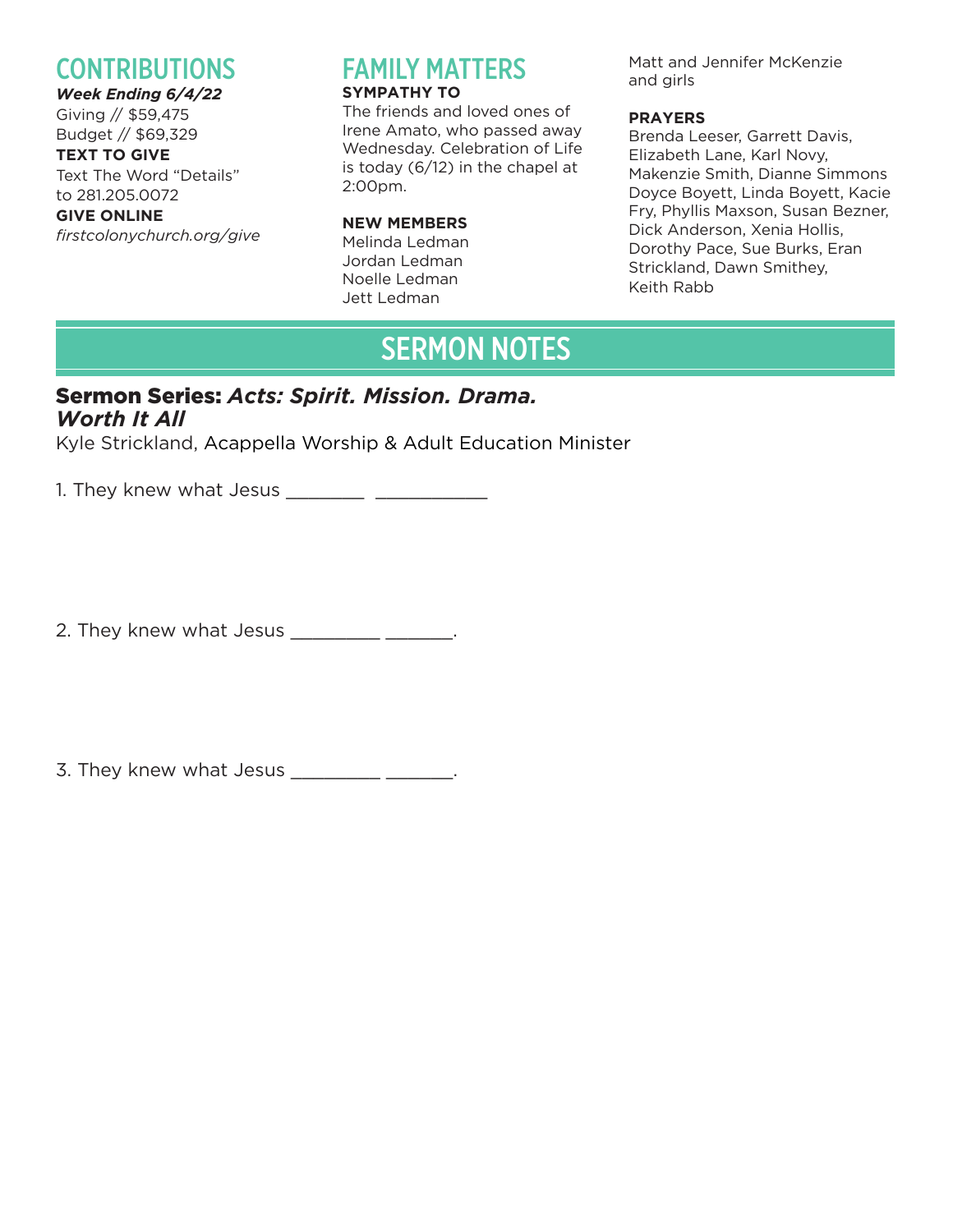## CONTRIBUTIONS

***Week Ending 6/4/22***

Giving // $59,475
Budget // $69,329

**TEXT TO GIVE**

Text The Word "Details" to 281.205.0072

**GIVE ONLINE**

*firstcolonychurch.org/give*

## FAMILY MATTERS

**SYMPATHY TO**

The friends and loved ones of Irene Amato, who passed away Wednesday. Celebration of Life is today (6/12) in the chapel at 2:00pm.

**NEW MEMBERS**

Melinda Ledman
Jordan Ledman
Noelle Ledman
Jett Ledman
Matt and Jennifer McKenzie and girls

**PRAYERS**

Brenda Leeser, Garrett Davis, Elizabeth Lane, Karl Novy, Makenzie Smith, Dianne Simmons Doyce Boyett, Linda Boyett, Kacie Fry, Phyllis Maxson, Susan Bezner, Dick Anderson, Xenia Hollis, Dorothy Pace, Sue Burks, Eran Strickland, Dawn Smithey, Keith Rabb

# SERMON NOTES

**Sermon Series:** ***Acts: Spirit. Mission. Drama.***
***Worth It All***

Kyle Strickland, Acappella Worship & Adult Education Minister

1. They knew what Jesus ________ ___________

2. They knew what Jesus _________ _______.

3. They knew what Jesus _________ _______.